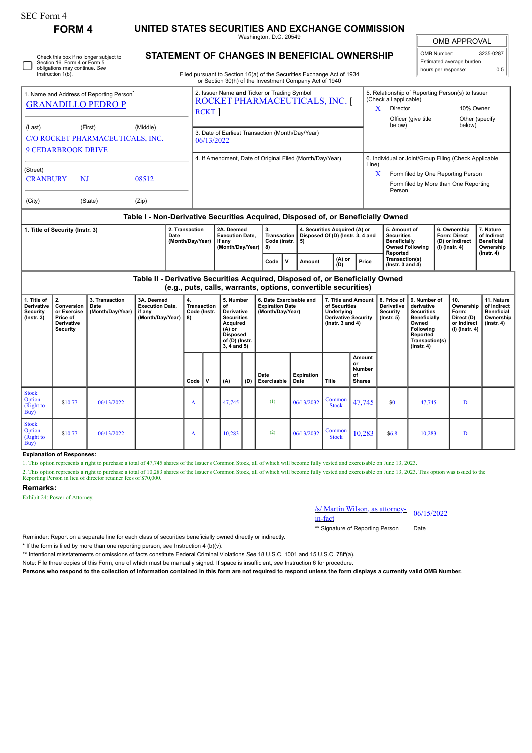SEC Form 4

# FORM 4

# UNITED STATES SECURITIES AND EXCHANGE COMMISSION

Washington, D.C. 20549

## STATEMENT OF CHANGES IN BENEFICIAL OWNERSHIP

Filed pursuant to Section 16(a) of the Securities Exchange Act of 1934 or Section 30(h) of the Investment Company Act of 1940

| OMB APPROVAL | |
|---|---|
| OMB Number: | 3235-0287 |
| Estimated average burden | |
| hours per response: | 0.5 |

☐ Check this box if no longer subject to Section 16. Form 4 or Form 5 obligations may continue. *See* Instruction 1(b).

1. Name and Address of Reporting Person*
GRANADILLO PEDRO P

(Last) (First) (Middle)
C/O ROCKET PHARMACEUTICALS, INC.
9 CEDARBROOK DRIVE

(Street)
CRANBURY NJ 08512

(City) (State) (Zip)

2. Issuer Name **and** Ticker or Trading Symbol
ROCKET PHARMACEUTICALS, INC. [ RCKT ]

3. Date of Earliest Transaction (Month/Day/Year)
06/13/2022

4. If Amendment, Date of Original Filed (Month/Day/Year)

5. Relationship of Reporting Person(s) to Issuer (Check all applicable)
X Director
10% Owner
Officer (give title below)
Other (specify below)

6. Individual or Joint/Group Filing (Check Applicable Line)
X Form filed by One Reporting Person
Form filed by More than One Reporting Person

### Table I - Non-Derivative Securities Acquired, Disposed of, or Beneficially Owned

| 1. Title of Security (Instr. 3) | 2. Transaction Date (Month/Day/Year) | 2A. Deemed Execution Date, if any (Month/Day/Year) | 3. Transaction Code (Instr. 8) | | 4. Securities Acquired (A) or Disposed Of (D) (Instr. 3, 4 and 5) | | | 5. Amount of Securities Beneficially Owned Following Reported Transaction(s) (Instr. 3 and 4) | 6. Ownership Form: Direct (D) or Indirect (I) (Instr. 4) | 7. Nature of Indirect Beneficial Ownership (Instr. 4) |
|---|---|---|---|---|---|---|---|---|---|---|
| | | | Code | V | Amount | (A) or (D) | Price | | | |

### Table II - Derivative Securities Acquired, Disposed of, or Beneficially Owned (e.g., puts, calls, warrants, options, convertible securities)

| 1. Title of Derivative Security (Instr. 3) | 2. Conversion or Exercise Price of Derivative Security | 3. Transaction Date (Month/Day/Year) | 3A. Deemed Execution Date, if any (Month/Day/Year) | 4. Transaction Code (Instr. 8) | | 5. Number of Derivative Securities Acquired (A) or Disposed of (D) (Instr. 3, 4 and 5) | | 6. Date Exercisable and Expiration Date (Month/Day/Year) | | 7. Title and Amount of Securities Underlying Derivative Security (Instr. 3 and 4) | | 8. Price of Derivative Security (Instr. 5) | 9. Number of derivative Securities Beneficially Owned Following Reported Transaction(s) (Instr. 4) | 10. Ownership Form: Direct (D) or Indirect (I) (Instr. 4) | 11. Nature of Indirect Beneficial Ownership (Instr. 4) |
|---|---|---|---|---|---|---|---|---|---|---|---|---|---|---|---|
| | | | | Code | V | (A) | (D) | Date Exercisable | Expiration Date | Title | Amount or Number of Shares | | | | |
| Stock Option (Right to Buy) | $10.77 | 06/13/2022 | | A | | 47,745 | | (1) | 06/13/2032 | Common Stock | 47,745 | $0 | 47,745 | D | |
| Stock Option (Right to Buy) | $10.77 | 06/13/2022 | | A | | 10,283 | | (2) | 06/13/2032 | Common Stock | 10,283 | $6.8 | 10,283 | D | |

**Explanation of Responses:**

1. This option represents a right to purchase a total of 47,745 shares of the Issuer's Common Stock, all of which will become fully vested and exercisable on June 13, 2023.

2. This option represents a right to purchase a total of 10,283 shares of the Issuer's Common Stock, all of which will become fully vested and exercisable on June 13, 2023. This option was issued to the Reporting Person in lieu of director retainer fees of $70,000.

## Remarks:

Exhibit 24: Power of Attorney.

/s/ Martin Wilson, as attorney-in-fact 06/15/2022

** Signature of Reporting Person Date

Reminder: Report on a separate line for each class of securities beneficially owned directly or indirectly.

* If the form is filed by more than one reporting person, *see* Instruction 4 (b)(v).

** Intentional misstatements or omissions of facts constitute Federal Criminal Violations *See* 18 U.S.C. 1001 and 15 U.S.C. 78ff(a).

Note: File three copies of this Form, one of which must be manually signed. If space is insufficient, *see* Instruction 6 for procedure.

**Persons who respond to the collection of information contained in this form are not required to respond unless the form displays a currently valid OMB Number.**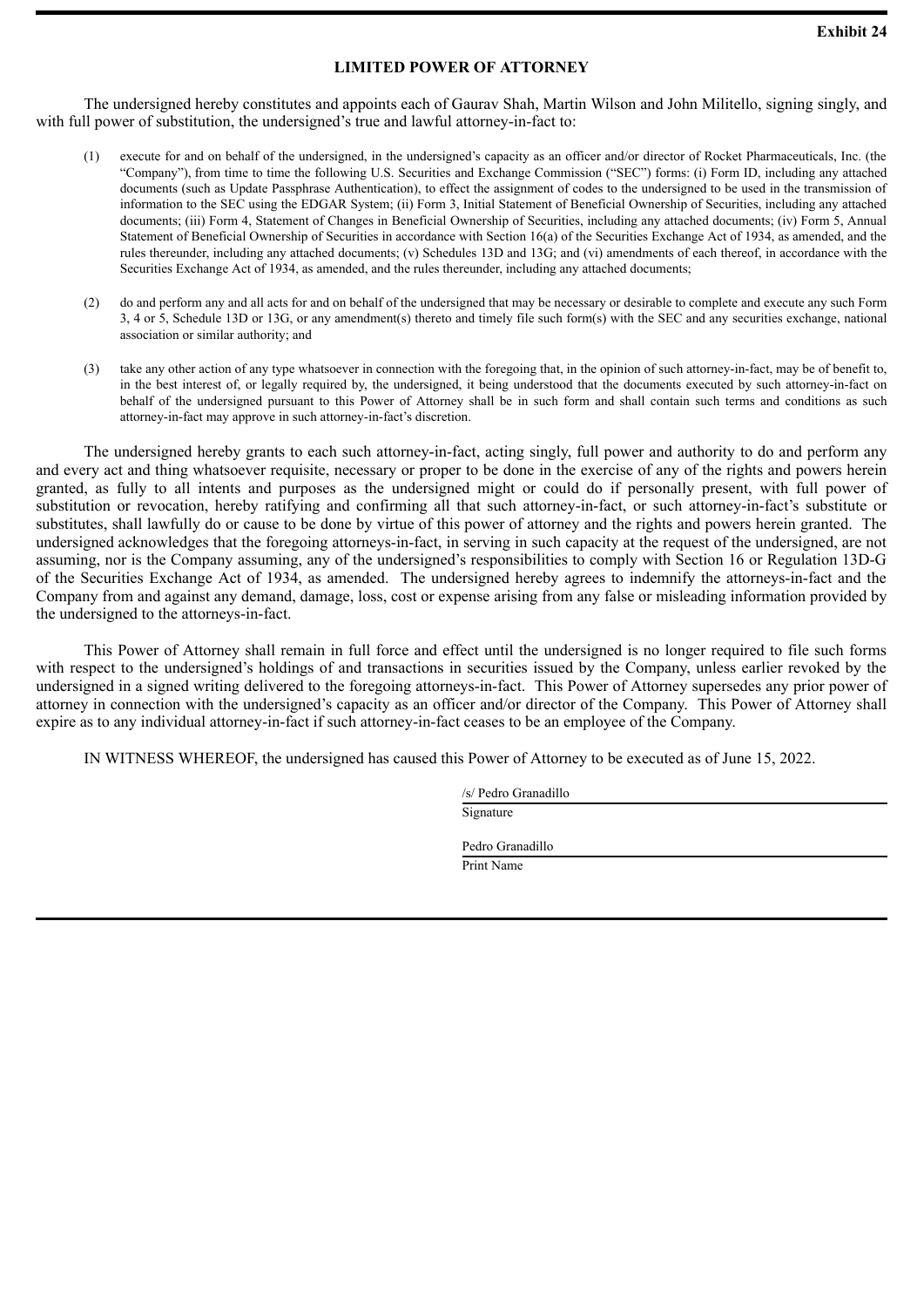**Exhibit 24**

**LIMITED POWER OF ATTORNEY**

The undersigned hereby constitutes and appoints each of Gaurav Shah, Martin Wilson and John Militello, signing singly, and with full power of substitution, the undersigned's true and lawful attorney-in-fact to:

(1) execute for and on behalf of the undersigned, in the undersigned's capacity as an officer and/or director of Rocket Pharmaceuticals, Inc. (the "Company"), from time to time the following U.S. Securities and Exchange Commission ("SEC") forms: (i) Form ID, including any attached documents (such as Update Passphrase Authentication), to effect the assignment of codes to the undersigned to be used in the transmission of information to the SEC using the EDGAR System; (ii) Form 3, Initial Statement of Beneficial Ownership of Securities, including any attached documents; (iii) Form 4, Statement of Changes in Beneficial Ownership of Securities, including any attached documents; (iv) Form 5, Annual Statement of Beneficial Ownership of Securities in accordance with Section 16(a) of the Securities Exchange Act of 1934, as amended, and the rules thereunder, including any attached documents; (v) Schedules 13D and 13G; and (vi) amendments of each thereof, in accordance with the Securities Exchange Act of 1934, as amended, and the rules thereunder, including any attached documents;

(2) do and perform any and all acts for and on behalf of the undersigned that may be necessary or desirable to complete and execute any such Form 3, 4 or 5, Schedule 13D or 13G, or any amendment(s) thereto and timely file such form(s) with the SEC and any securities exchange, national association or similar authority; and

(3) take any other action of any type whatsoever in connection with the foregoing that, in the opinion of such attorney-in-fact, may be of benefit to, in the best interest of, or legally required by, the undersigned, it being understood that the documents executed by such attorney-in-fact on behalf of the undersigned pursuant to this Power of Attorney shall be in such form and shall contain such terms and conditions as such attorney-in-fact may approve in such attorney-in-fact's discretion.

The undersigned hereby grants to each such attorney-in-fact, acting singly, full power and authority to do and perform any and every act and thing whatsoever requisite, necessary or proper to be done in the exercise of any of the rights and powers herein granted, as fully to all intents and purposes as the undersigned might or could do if personally present, with full power of substitution or revocation, hereby ratifying and confirming all that such attorney-in-fact, or such attorney-in-fact's substitute or substitutes, shall lawfully do or cause to be done by virtue of this power of attorney and the rights and powers herein granted. The undersigned acknowledges that the foregoing attorneys-in-fact, in serving in such capacity at the request of the undersigned, are not assuming, nor is the Company assuming, any of the undersigned's responsibilities to comply with Section 16 or Regulation 13D-G of the Securities Exchange Act of 1934, as amended. The undersigned hereby agrees to indemnify the attorneys-in-fact and the Company from and against any demand, damage, loss, cost or expense arising from any false or misleading information provided by the undersigned to the attorneys-in-fact.

This Power of Attorney shall remain in full force and effect until the undersigned is no longer required to file such forms with respect to the undersigned's holdings of and transactions in securities issued by the Company, unless earlier revoked by the undersigned in a signed writing delivered to the foregoing attorneys-in-fact. This Power of Attorney supersedes any prior power of attorney in connection with the undersigned's capacity as an officer and/or director of the Company. This Power of Attorney shall expire as to any individual attorney-in-fact if such attorney-in-fact ceases to be an employee of the Company.

IN WITNESS WHEREOF, the undersigned has caused this Power of Attorney to be executed as of June 15, 2022.

/s/ Pedro Granadillo
Signature

Pedro Granadillo
Print Name